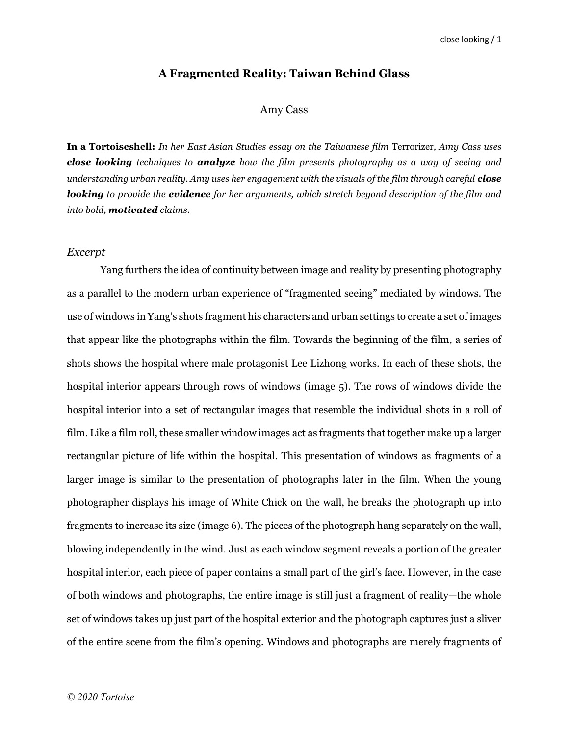# A Fragmented Reality: Taiwan Behind Glass

Amy Cass

**In a Tortoiseshell:** *In her East Asian Studies essay on the Taiwanese film* Terrorizer*, Amy Cass uses* ***close looking*** *techniques to* ***analyze*** *how the film presents photography as a way of seeing and understanding urban reality. Amy uses her engagement with the visuals of the film through careful* ***close looking*** *to provide the* ***evidence*** *for her arguments, which stretch beyond description of the film and into bold,* ***motivated*** *claims.*

### *Excerpt*

Yang furthers the idea of continuity between image and reality by presenting photography as a parallel to the modern urban experience of "fragmented seeing" mediated by windows. The use of windows in Yang's shots fragment his characters and urban settings to create a set of images that appear like the photographs within the film. Towards the beginning of the film, a series of shots shows the hospital where male protagonist Lee Lizhong works. In each of these shots, the hospital interior appears through rows of windows (image 5). The rows of windows divide the hospital interior into a set of rectangular images that resemble the individual shots in a roll of film. Like a film roll, these smaller window images act as fragments that together make up a larger rectangular picture of life within the hospital. This presentation of windows as fragments of a larger image is similar to the presentation of photographs later in the film. When the young photographer displays his image of White Chick on the wall, he breaks the photograph up into fragments to increase its size (image 6). The pieces of the photograph hang separately on the wall, blowing independently in the wind. Just as each window segment reveals a portion of the greater hospital interior, each piece of paper contains a small part of the girl's face. However, in the case of both windows and photographs, the entire image is still just a fragment of reality—the whole set of windows takes up just part of the hospital exterior and the photograph captures just a sliver of the entire scene from the film's opening. Windows and photographs are merely fragments of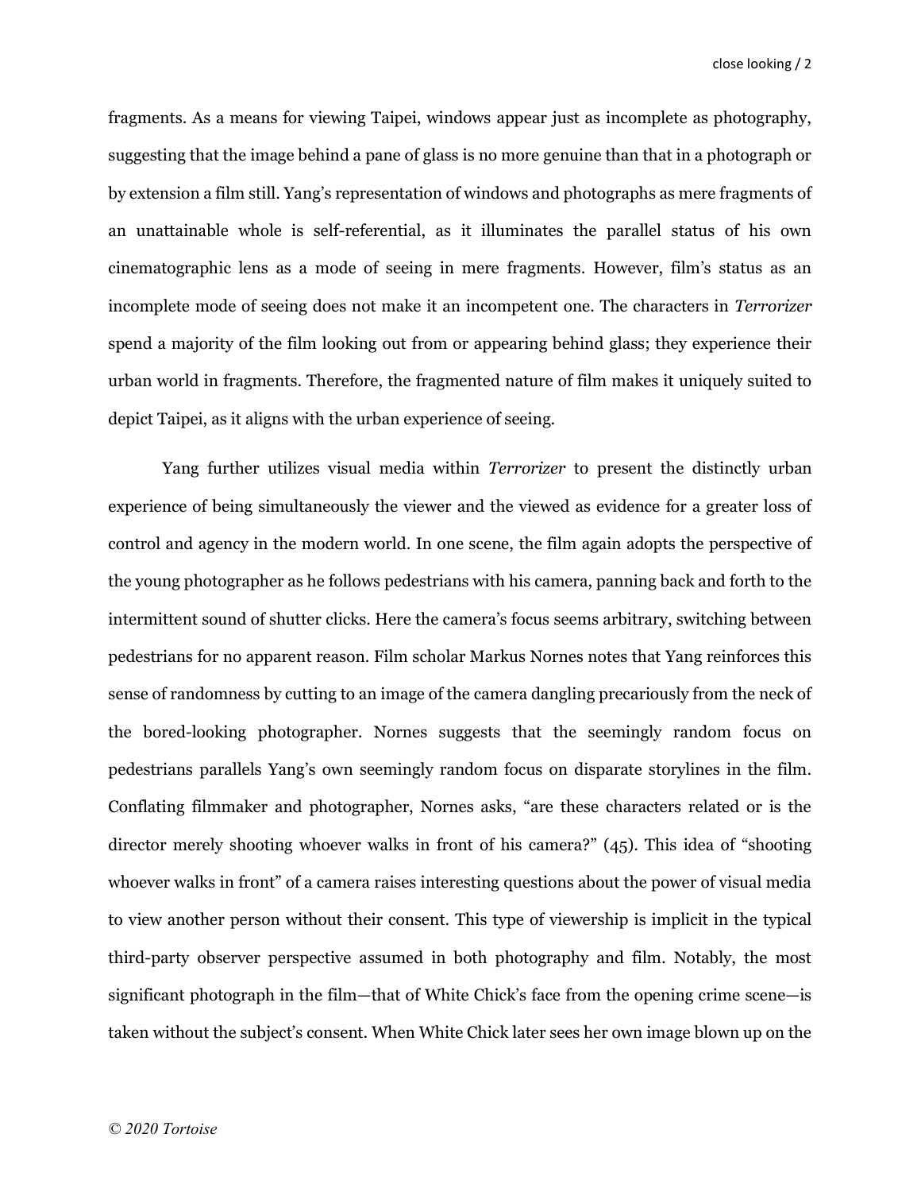fragments. As a means for viewing Taipei, windows appear just as incomplete as photography, suggesting that the image behind a pane of glass is no more genuine than that in a photograph or by extension a film still. Yang's representation of windows and photographs as mere fragments of an unattainable whole is self-referential, as it illuminates the parallel status of his own cinematographic lens as a mode of seeing in mere fragments. However, film's status as an incomplete mode of seeing does not make it an incompetent one. The characters in *Terrorizer* spend a majority of the film looking out from or appearing behind glass; they experience their urban world in fragments. Therefore, the fragmented nature of film makes it uniquely suited to depict Taipei, as it aligns with the urban experience of seeing.

Yang further utilizes visual media within *Terrorizer* to present the distinctly urban experience of being simultaneously the viewer and the viewed as evidence for a greater loss of control and agency in the modern world. In one scene, the film again adopts the perspective of the young photographer as he follows pedestrians with his camera, panning back and forth to the intermittent sound of shutter clicks. Here the camera's focus seems arbitrary, switching between pedestrians for no apparent reason. Film scholar Markus Nornes notes that Yang reinforces this sense of randomness by cutting to an image of the camera dangling precariously from the neck of the bored-looking photographer. Nornes suggests that the seemingly random focus on pedestrians parallels Yang's own seemingly random focus on disparate storylines in the film. Conflating filmmaker and photographer, Nornes asks, "are these characters related or is the director merely shooting whoever walks in front of his camera?" (45). This idea of "shooting whoever walks in front" of a camera raises interesting questions about the power of visual media to view another person without their consent. This type of viewership is implicit in the typical third-party observer perspective assumed in both photography and film. Notably, the most significant photograph in the film—that of White Chick's face from the opening crime scene—is taken without the subject's consent. When White Chick later sees her own image blown up on the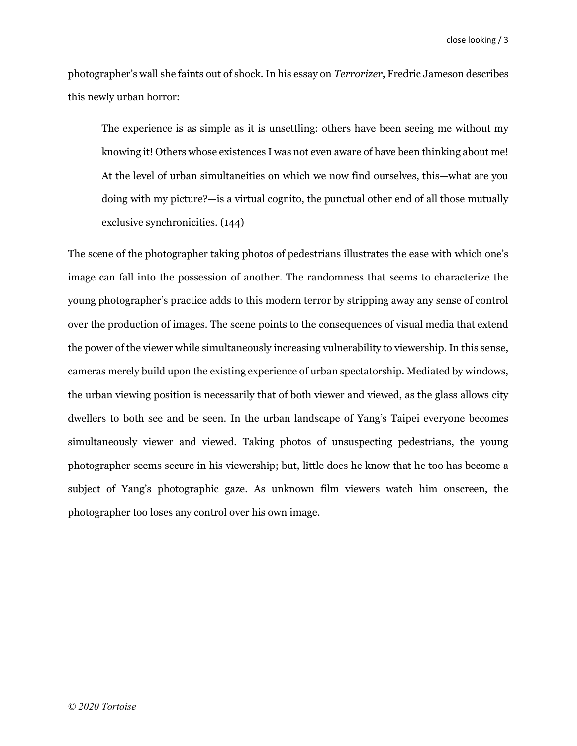photographer's wall she faints out of shock. In his essay on *Terrorizer*, Fredric Jameson describes this newly urban horror:

> The experience is as simple as it is unsettling: others have been seeing me without my knowing it! Others whose existences I was not even aware of have been thinking about me! At the level of urban simultaneities on which we now find ourselves, this—what are you doing with my picture?—is a virtual cognito, the punctual other end of all those mutually exclusive synchronicities. (144)

The scene of the photographer taking photos of pedestrians illustrates the ease with which one's image can fall into the possession of another. The randomness that seems to characterize the young photographer's practice adds to this modern terror by stripping away any sense of control over the production of images. The scene points to the consequences of visual media that extend the power of the viewer while simultaneously increasing vulnerability to viewership. In this sense, cameras merely build upon the existing experience of urban spectatorship. Mediated by windows, the urban viewing position is necessarily that of both viewer and viewed, as the glass allows city dwellers to both see and be seen. In the urban landscape of Yang's Taipei everyone becomes simultaneously viewer and viewed. Taking photos of unsuspecting pedestrians, the young photographer seems secure in his viewership; but, little does he know that he too has become a subject of Yang's photographic gaze. As unknown film viewers watch him onscreen, the photographer too loses any control over his own image.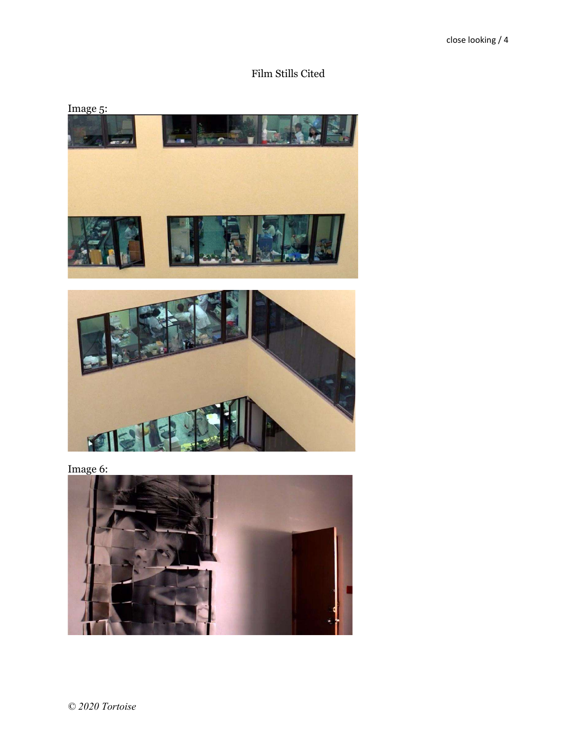Film Stills Cited

Image 5:

Image 6: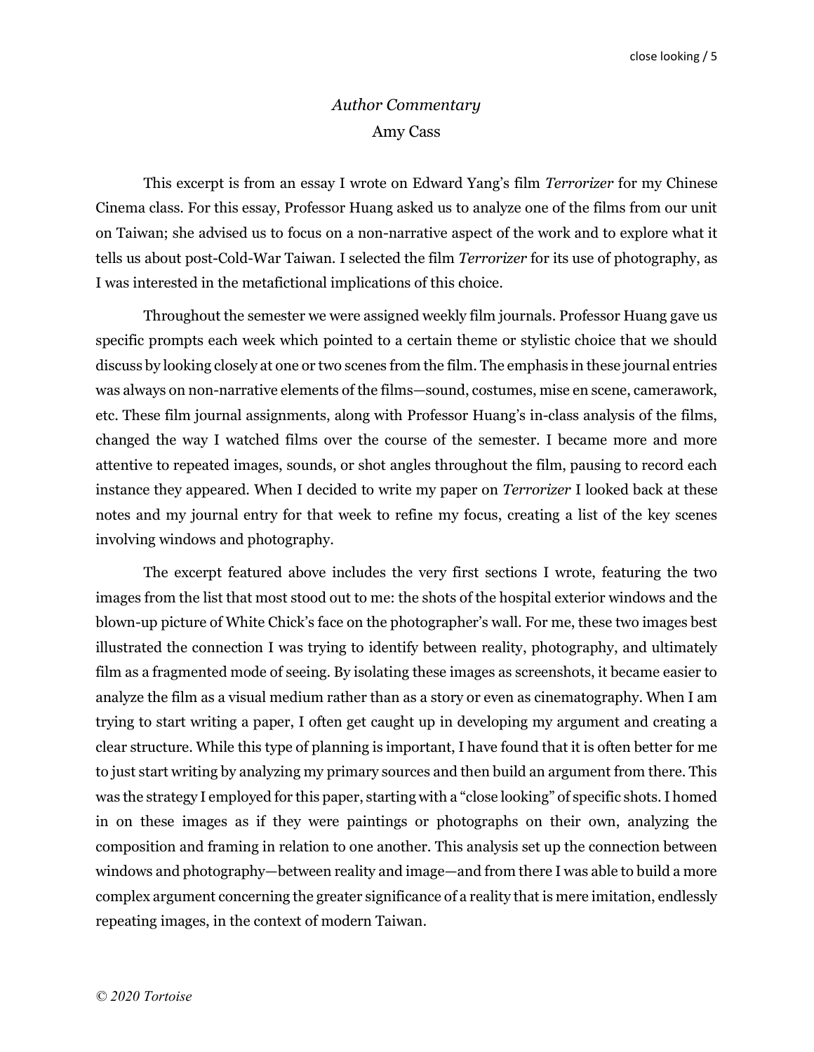# *Author Commentary*

Amy Cass

This excerpt is from an essay I wrote on Edward Yang's film *Terrorizer* for my Chinese Cinema class. For this essay, Professor Huang asked us to analyze one of the films from our unit on Taiwan; she advised us to focus on a non-narrative aspect of the work and to explore what it tells us about post-Cold-War Taiwan. I selected the film *Terrorizer* for its use of photography, as I was interested in the metafictional implications of this choice.

Throughout the semester we were assigned weekly film journals. Professor Huang gave us specific prompts each week which pointed to a certain theme or stylistic choice that we should discuss by looking closely at one or two scenes from the film. The emphasis in these journal entries was always on non-narrative elements of the films—sound, costumes, mise en scene, camerawork, etc. These film journal assignments, along with Professor Huang's in-class analysis of the films, changed the way I watched films over the course of the semester. I became more and more attentive to repeated images, sounds, or shot angles throughout the film, pausing to record each instance they appeared. When I decided to write my paper on *Terrorizer* I looked back at these notes and my journal entry for that week to refine my focus, creating a list of the key scenes involving windows and photography.

The excerpt featured above includes the very first sections I wrote, featuring the two images from the list that most stood out to me: the shots of the hospital exterior windows and the blown-up picture of White Chick's face on the photographer's wall. For me, these two images best illustrated the connection I was trying to identify between reality, photography, and ultimately film as a fragmented mode of seeing. By isolating these images as screenshots, it became easier to analyze the film as a visual medium rather than as a story or even as cinematography. When I am trying to start writing a paper, I often get caught up in developing my argument and creating a clear structure. While this type of planning is important, I have found that it is often better for me to just start writing by analyzing my primary sources and then build an argument from there. This was the strategy I employed for this paper, starting with a "close looking" of specific shots. I homed in on these images as if they were paintings or photographs on their own, analyzing the composition and framing in relation to one another. This analysis set up the connection between windows and photography—between reality and image—and from there I was able to build a more complex argument concerning the greater significance of a reality that is mere imitation, endlessly repeating images, in the context of modern Taiwan.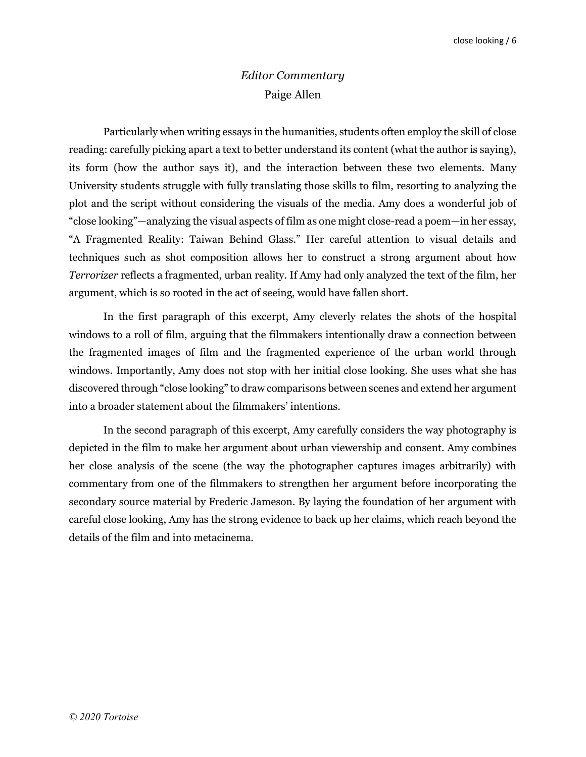## *Editor Commentary*

Paige Allen

Particularly when writing essays in the humanities, students often employ the skill of close reading: carefully picking apart a text to better understand its content (what the author is saying), its form (how the author says it), and the interaction between these two elements. Many University students struggle with fully translating those skills to film, resorting to analyzing the plot and the script without considering the visuals of the media. Amy does a wonderful job of "close looking"—analyzing the visual aspects of film as one might close-read a poem—in her essay, "A Fragmented Reality: Taiwan Behind Glass." Her careful attention to visual details and techniques such as shot composition allows her to construct a strong argument about how *Terrorizer* reflects a fragmented, urban reality. If Amy had only analyzed the text of the film, her argument, which is so rooted in the act of seeing, would have fallen short.

In the first paragraph of this excerpt, Amy cleverly relates the shots of the hospital windows to a roll of film, arguing that the filmmakers intentionally draw a connection between the fragmented images of film and the fragmented experience of the urban world through windows. Importantly, Amy does not stop with her initial close looking. She uses what she has discovered through "close looking" to draw comparisons between scenes and extend her argument into a broader statement about the filmmakers' intentions.

In the second paragraph of this excerpt, Amy carefully considers the way photography is depicted in the film to make her argument about urban viewership and consent. Amy combines her close analysis of the scene (the way the photographer captures images arbitrarily) with commentary from one of the filmmakers to strengthen her argument before incorporating the secondary source material by Frederic Jameson. By laying the foundation of her argument with careful close looking, Amy has the strong evidence to back up her claims, which reach beyond the details of the film and into metacinema.

*© 2020 Tortoise*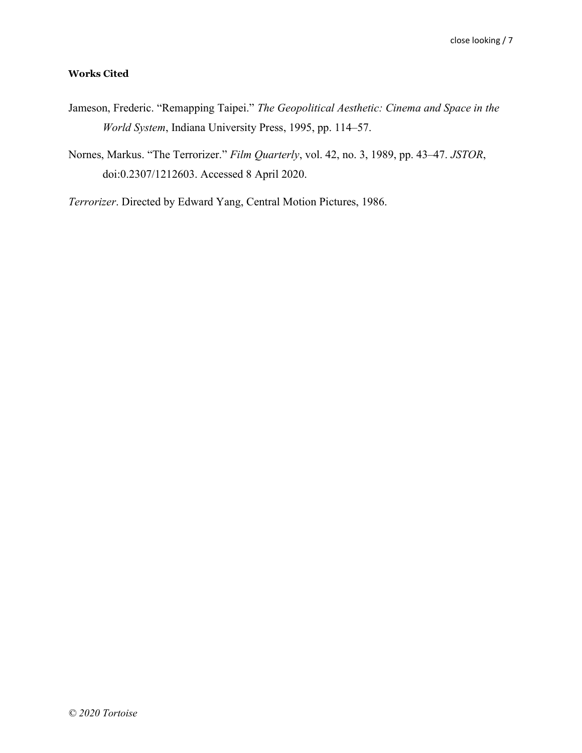**Works Cited**

Jameson, Frederic. "Remapping Taipei." *The Geopolitical Aesthetic: Cinema and Space in the World System*, Indiana University Press, 1995, pp. 114–57.

Nornes, Markus. "The Terrorizer." *Film Quarterly*, vol. 42, no. 3, 1989, pp. 43–47. *JSTOR*, doi:0.2307/1212603. Accessed 8 April 2020.

*Terrorizer*. Directed by Edward Yang, Central Motion Pictures, 1986.

*© 2020 Tortoise*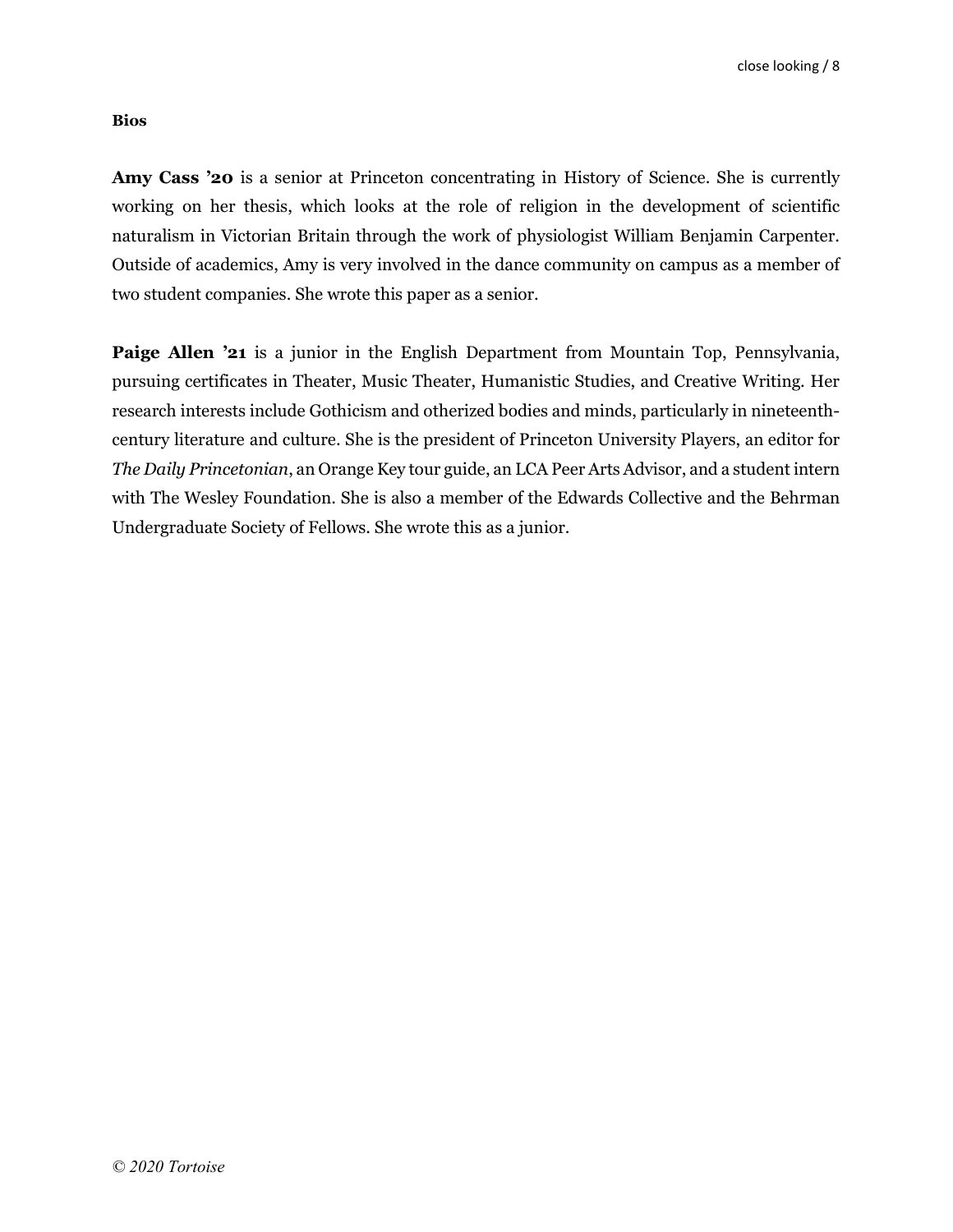**Bios**

**Amy Cass '20** is a senior at Princeton concentrating in History of Science. She is currently working on her thesis, which looks at the role of religion in the development of scientific naturalism in Victorian Britain through the work of physiologist William Benjamin Carpenter. Outside of academics, Amy is very involved in the dance community on campus as a member of two student companies. She wrote this paper as a senior.

**Paige Allen '21** is a junior in the English Department from Mountain Top, Pennsylvania, pursuing certificates in Theater, Music Theater, Humanistic Studies, and Creative Writing. Her research interests include Gothicism and otherized bodies and minds, particularly in nineteenth-century literature and culture. She is the president of Princeton University Players, an editor for *The Daily Princetonian*, an Orange Key tour guide, an LCA Peer Arts Advisor, and a student intern with The Wesley Foundation. She is also a member of the Edwards Collective and the Behrman Undergraduate Society of Fellows. She wrote this as a junior.

*© 2020 Tortoise*